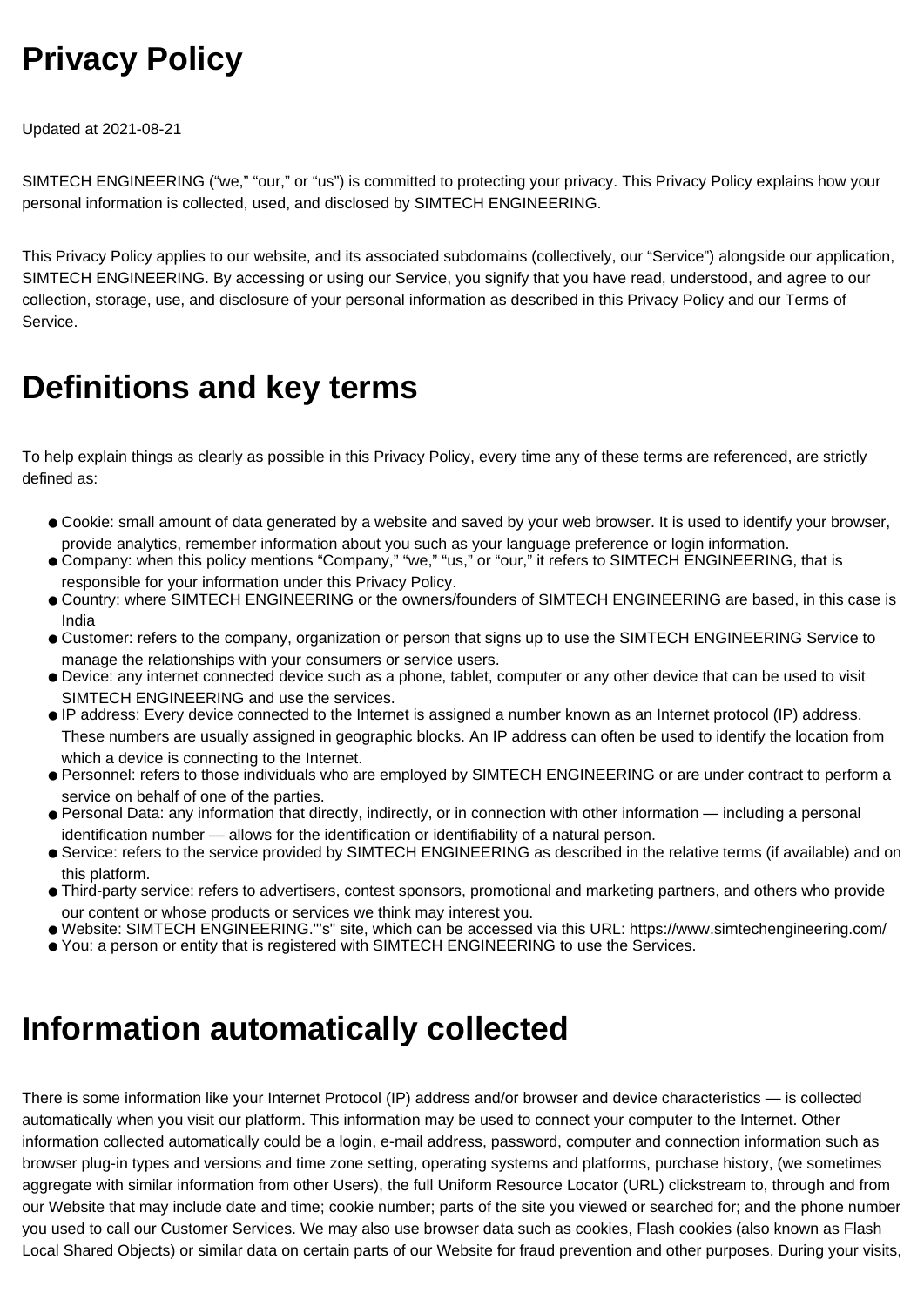# Privacy Policy

Updated at 2021-08-21

SIMTECH ENGINEERING ("we," "our," or "us") is committed to protecting your privacy. This Privacy Policy explains how your personal information is collected, used, and disclosed by SIMTECH ENGINEERING.

This Privacy Policy applies to our website, and its associated subdomains (collectively, our "Service") alongside our application, SIMTECH ENGINEERING. By accessing or using our Service, you signify that you have read, understood, and agree to our collection, storage, use, and disclosure of your personal information as described in this Privacy Policy and our Terms of Service.

# Definitions and key terms

To help explain things as clearly as possible in this Privacy Policy, every time any of these terms are referenced, are strictly defined as:

- Cookie: small amount of data generated by a website and saved by your web browser. It is used to identify your browser, provide analytics, remember information about you such as your language preference or login information.
- Company: when this policy mentions "Company," "we," "us," or "our," it refers to SIMTECH ENGINEERING, that is responsible for your information under this Privacy Policy.
- Country: where SIMTECH ENGINEERING or the owners/founders of SIMTECH ENGINEERING are based, in this case is India
- Customer: refers to the company, organization or person that signs up to use the SIMTECH ENGINEERING Service to manage the relationships with your consumers or service users.
- Device: any internet connected device such as a phone, tablet, computer or any other device that can be used to visit SIMTECH ENGINEERING and use the services.
- IP address: Every device connected to the Internet is assigned a number known as an Internet protocol (IP) address. These numbers are usually assigned in geographic blocks. An IP address can often be used to identify the location from which a device is connecting to the Internet.
- Personnel: refers to those individuals who are employed by SIMTECH ENGINEERING or are under contract to perform a service on behalf of one of the parties.
- Personal Data: any information that directly, indirectly, or in connection with other information — including a personal identification number — allows for the identification or identifiability of a natural person.
- Service: refers to the service provided by SIMTECH ENGINEERING as described in the relative terms (if available) and on this platform.
- Third-party service: refers to advertisers, contest sponsors, promotional and marketing partners, and others who provide our content or whose products or services we think may interest you.
- Website: SIMTECH ENGINEERING."'s" site, which can be accessed via this URL: https://www.simtechengineering.com/
- You: a person or entity that is registered with SIMTECH ENGINEERING to use the Services.

# Information automatically collected

There is some information like your Internet Protocol (IP) address and/or browser and device characteristics — is collected automatically when you visit our platform. This information may be used to connect your computer to the Internet. Other information collected automatically could be a login, e-mail address, password, computer and connection information such as browser plug-in types and versions and time zone setting, operating systems and platforms, purchase history, (we sometimes aggregate with similar information from other Users), the full Uniform Resource Locator (URL) clickstream to, through and from our Website that may include date and time; cookie number; parts of the site you viewed or searched for; and the phone number you used to call our Customer Services. We may also use browser data such as cookies, Flash cookies (also known as Flash Local Shared Objects) or similar data on certain parts of our Website for fraud prevention and other purposes. During your visits,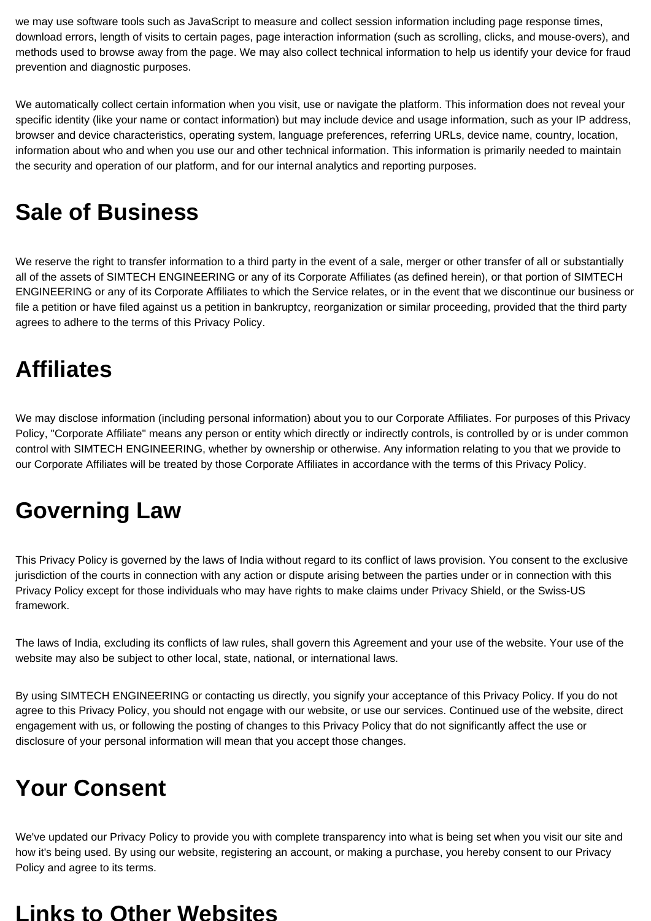we may use software tools such as JavaScript to measure and collect session information including page response times, download errors, length of visits to certain pages, page interaction information (such as scrolling, clicks, and mouse-overs), and methods used to browse away from the page. We may also collect technical information to help us identify your device for fraud prevention and diagnostic purposes.

We automatically collect certain information when you visit, use or navigate the platform. This information does not reveal your specific identity (like your name or contact information) but may include device and usage information, such as your IP address, browser and device characteristics, operating system, language preferences, referring URLs, device name, country, location, information about who and when you use our and other technical information. This information is primarily needed to maintain the security and operation of our platform, and for our internal analytics and reporting purposes.

# Sale of Business

We reserve the right to transfer information to a third party in the event of a sale, merger or other transfer of all or substantially all of the assets of SIMTECH ENGINEERING or any of its Corporate Affiliates (as defined herein), or that portion of SIMTECH ENGINEERING or any of its Corporate Affiliates to which the Service relates, or in the event that we discontinue our business or file a petition or have filed against us a petition in bankruptcy, reorganization or similar proceeding, provided that the third party agrees to adhere to the terms of this Privacy Policy.

# Affiliates

We may disclose information (including personal information) about you to our Corporate Affiliates. For purposes of this Privacy Policy, "Corporate Affiliate" means any person or entity which directly or indirectly controls, is controlled by or is under common control with SIMTECH ENGINEERING, whether by ownership or otherwise. Any information relating to you that we provide to our Corporate Affiliates will be treated by those Corporate Affiliates in accordance with the terms of this Privacy Policy.

# Governing Law

This Privacy Policy is governed by the laws of India without regard to its conflict of laws provision. You consent to the exclusive jurisdiction of the courts in connection with any action or dispute arising between the parties under or in connection with this Privacy Policy except for those individuals who may have rights to make claims under Privacy Shield, or the Swiss-US framework.

The laws of India, excluding its conflicts of law rules, shall govern this Agreement and your use of the website. Your use of the website may also be subject to other local, state, national, or international laws.

By using SIMTECH ENGINEERING or contacting us directly, you signify your acceptance of this Privacy Policy. If you do not agree to this Privacy Policy, you should not engage with our website, or use our services. Continued use of the website, direct engagement with us, or following the posting of changes to this Privacy Policy that do not significantly affect the use or disclosure of your personal information will mean that you accept those changes.

# Your Consent

We've updated our Privacy Policy to provide you with complete transparency into what is being set when you visit our site and how it's being used. By using our website, registering an account, or making a purchase, you hereby consent to our Privacy Policy and agree to its terms.

# Links to Other Websites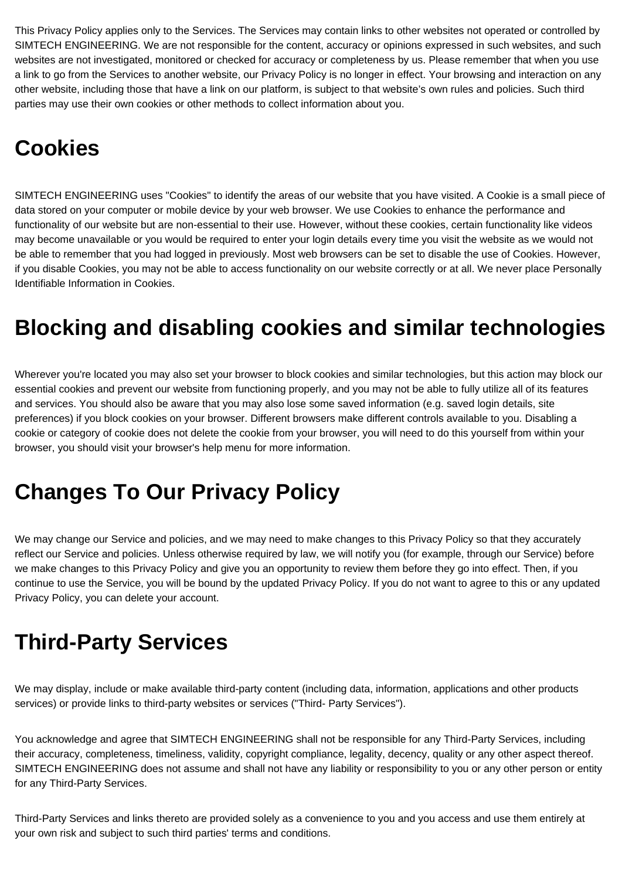This Privacy Policy applies only to the Services. The Services may contain links to other websites not operated or controlled by SIMTECH ENGINEERING. We are not responsible for the content, accuracy or opinions expressed in such websites, and such websites are not investigated, monitored or checked for accuracy or completeness by us. Please remember that when you use a link to go from the Services to another website, our Privacy Policy is no longer in effect. Your browsing and interaction on any other website, including those that have a link on our platform, is subject to that website's own rules and policies. Such third parties may use their own cookies or other methods to collect information about you.

## Cookies

SIMTECH ENGINEERING uses "Cookies" to identify the areas of our website that you have visited. A Cookie is a small piece of data stored on your computer or mobile device by your web browser. We use Cookies to enhance the performance and functionality of our website but are non-essential to their use. However, without these cookies, certain functionality like videos may become unavailable or you would be required to enter your login details every time you visit the website as we would not be able to remember that you had logged in previously. Most web browsers can be set to disable the use of Cookies. However, if you disable Cookies, you may not be able to access functionality on our website correctly or at all. We never place Personally Identifiable Information in Cookies.

## Blocking and disabling cookies and similar technologies

Wherever you're located you may also set your browser to block cookies and similar technologies, but this action may block our essential cookies and prevent our website from functioning properly, and you may not be able to fully utilize all of its features and services. You should also be aware that you may also lose some saved information (e.g. saved login details, site preferences) if you block cookies on your browser. Different browsers make different controls available to you. Disabling a cookie or category of cookie does not delete the cookie from your browser, you will need to do this yourself from within your browser, you should visit your browser's help menu for more information.

## Changes To Our Privacy Policy

We may change our Service and policies, and we may need to make changes to this Privacy Policy so that they accurately reflect our Service and policies. Unless otherwise required by law, we will notify you (for example, through our Service) before we make changes to this Privacy Policy and give you an opportunity to review them before they go into effect. Then, if you continue to use the Service, you will be bound by the updated Privacy Policy. If you do not want to agree to this or any updated Privacy Policy, you can delete your account.

## Third-Party Services

We may display, include or make available third-party content (including data, information, applications and other products services) or provide links to third-party websites or services ("Third- Party Services").

You acknowledge and agree that SIMTECH ENGINEERING shall not be responsible for any Third-Party Services, including their accuracy, completeness, timeliness, validity, copyright compliance, legality, decency, quality or any other aspect thereof. SIMTECH ENGINEERING does not assume and shall not have any liability or responsibility to you or any other person or entity for any Third-Party Services.

Third-Party Services and links thereto are provided solely as a convenience to you and you access and use them entirely at your own risk and subject to such third parties' terms and conditions.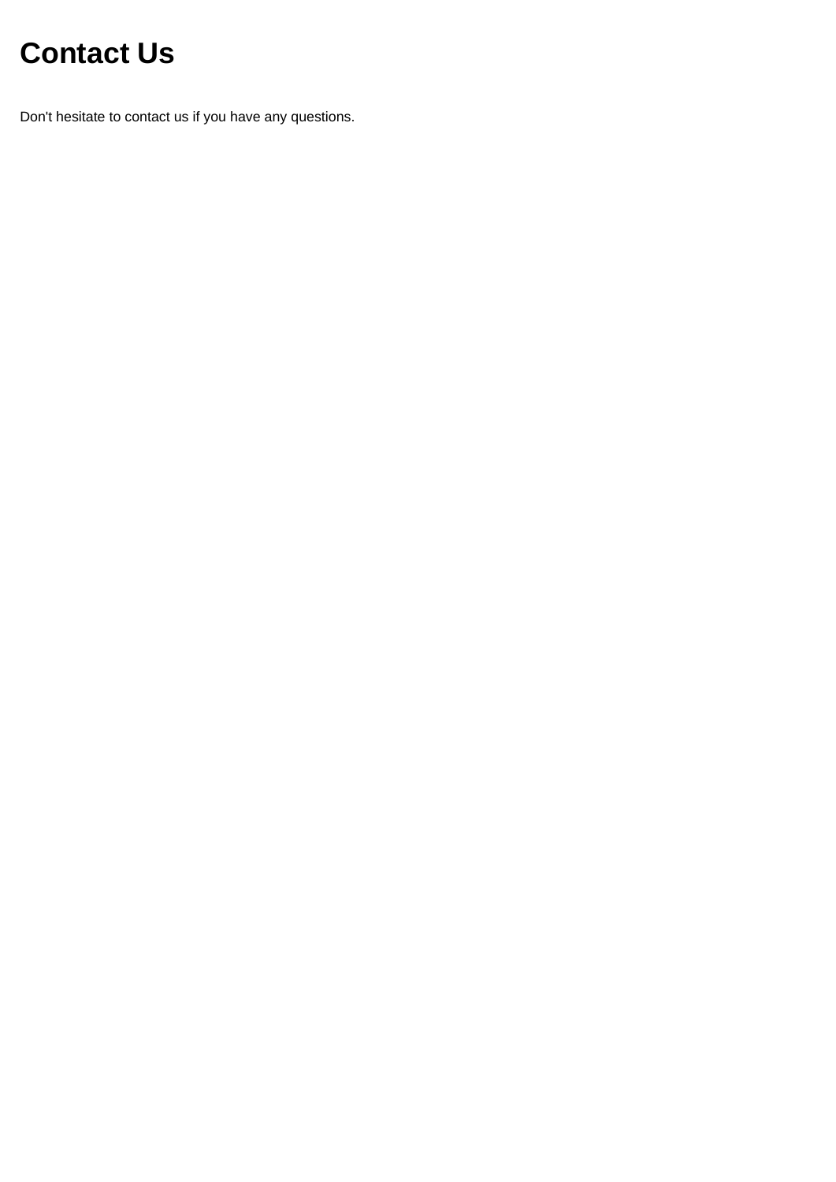# Contact Us

Don't hesitate to contact us if you have any questions.